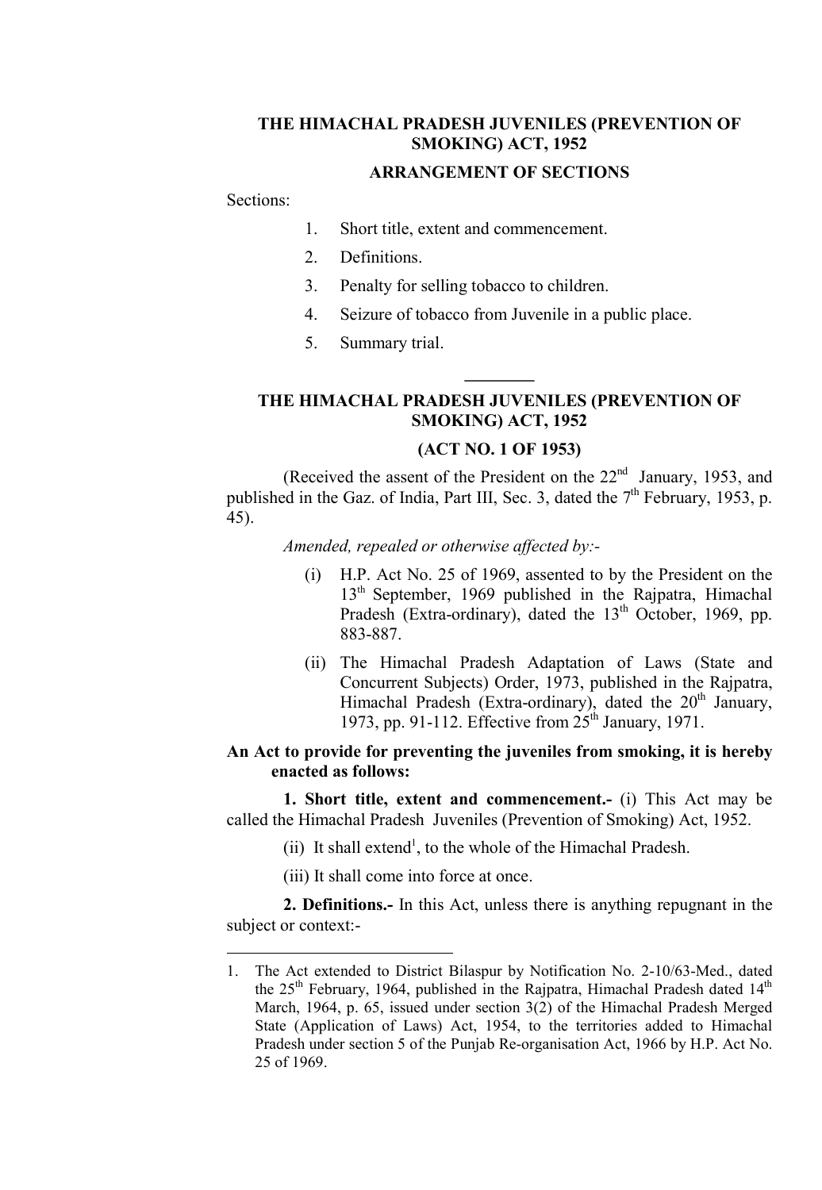# THE HIMACHAL PRADESH JUVENILES (PREVENTION OF SMOKING) ACT, 1952

## ARRANGEMENT OF SECTIONS

Sections:

1. Short title, extent and commencement.
2. Definitions.
3. Penalty for selling tobacco to children.
4. Seizure of tobacco from Juvenile in a public place.
5. Summary trial.

---

# THE HIMACHAL PRADESH JUVENILES (PREVENTION OF SMOKING) ACT, 1952

## (ACT NO. 1 OF 1953)

(Received the assent of the President on the 22nd January, 1953, and published in the Gaz. of India, Part III, Sec. 3, dated the 7th February, 1953, p. 45).

*Amended, repealed or otherwise affected by:-*

(i) H.P. Act No. 25 of 1969, assented to by the President on the 13th September, 1969 published in the Rajpatra, Himachal Pradesh (Extra-ordinary), dated the 13th October, 1969, pp. 883-887.

(ii) The Himachal Pradesh Adaptation of Laws (State and Concurrent Subjects) Order, 1973, published in the Rajpatra, Himachal Pradesh (Extra-ordinary), dated the 20th January, 1973, pp. 91-112. Effective from 25th January, 1971.

**An Act to provide for preventing the juveniles from smoking, it is hereby enacted as follows:**

**1. Short title, extent and commencement.-** (i) This Act may be called the Himachal Pradesh Juveniles (Prevention of Smoking) Act, 1952.

(ii) It shall extend[1], to the whole of the Himachal Pradesh.

(iii) It shall come into force at once.

**2. Definitions.-** In this Act, unless there is anything repugnant in the subject or context:-

---

1. The Act extended to District Bilaspur by Notification No. 2-10/63-Med., dated the 25th February, 1964, published in the Rajpatra, Himachal Pradesh dated 14th March, 1964, p. 65, issued under section 3(2) of the Himachal Pradesh Merged State (Application of Laws) Act, 1954, to the territories added to Himachal Pradesh under section 5 of the Punjab Re-organisation Act, 1966 by H.P. Act No. 25 of 1969.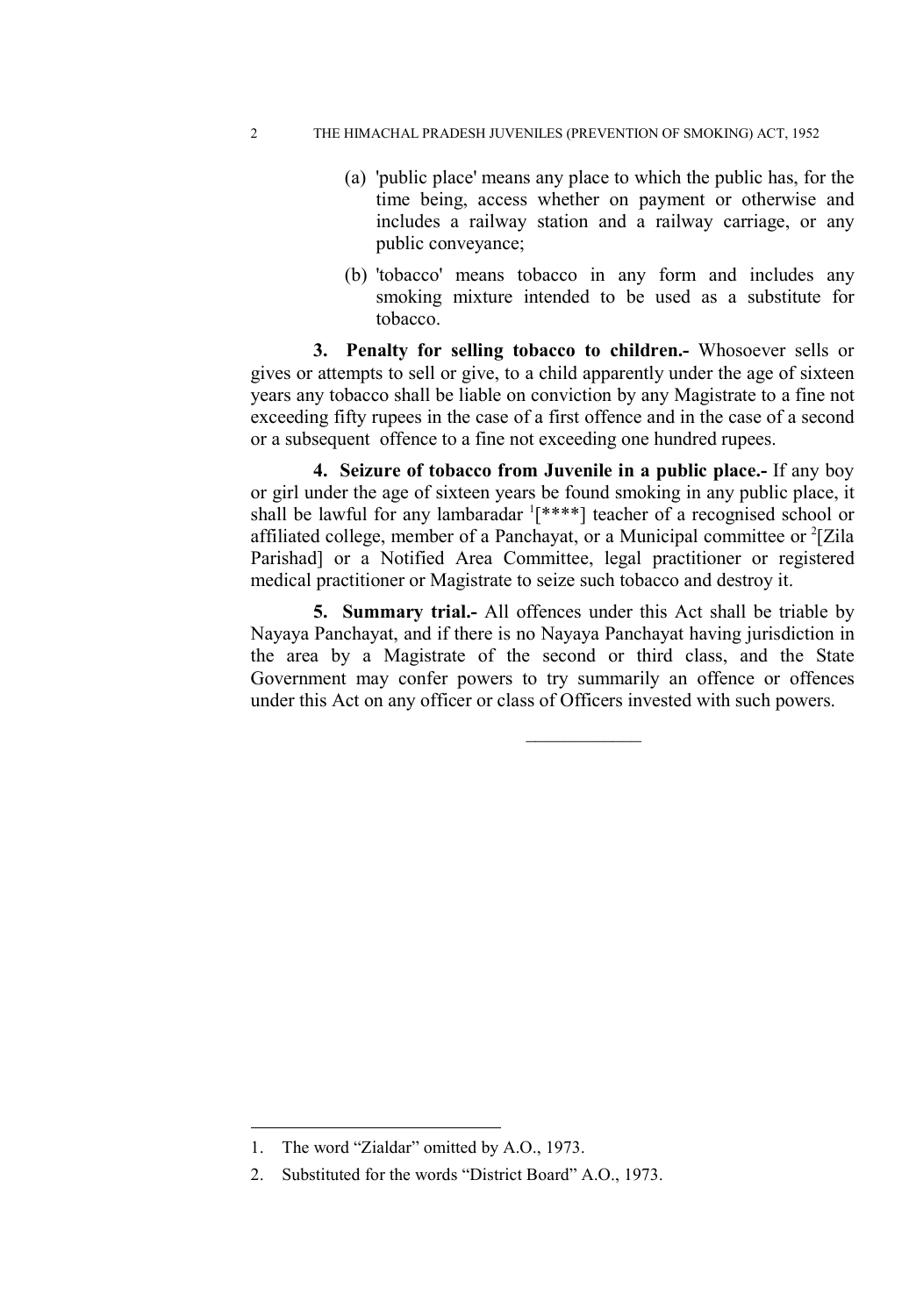(a) 'public place' means any place to which the public has, for the time being, access whether on payment or otherwise and includes a railway station and a railway carriage, or any public conveyance;

(b) 'tobacco' means tobacco in any form and includes any smoking mixture intended to be used as a substitute for tobacco.

**3. Penalty for selling tobacco to children.-** Whosoever sells or gives or attempts to sell or give, to a child apparently under the age of sixteen years any tobacco shall be liable on conviction by any Magistrate to a fine not exceeding fifty rupees in the case of a first offence and in the case of a second or a subsequent offence to a fine not exceeding one hundred rupees.

**4. Seizure of tobacco from Juvenile in a public place.-** If any boy or girl under the age of sixteen years be found smoking in any public place, it shall be lawful for any lambaradar [1][****] teacher of a recognised school or affiliated college, member of a Panchayat, or a Municipal committee or [2][Zila Parishad] or a Notified Area Committee, legal practitioner or registered medical practitioner or Magistrate to seize such tobacco and destroy it.

**5. Summary trial.-** All offences under this Act shall be triable by Nayaya Panchayat, and if there is no Nayaya Panchayat having jurisdiction in the area by a Magistrate of the second or third class, and the State Government may confer powers to try summarily an offence or offences under this Act on any officer or class of Officers invested with such powers.

---

1. The word "Zialdar" omitted by A.O., 1973.
2. Substituted for the words "District Board" A.O., 1973.